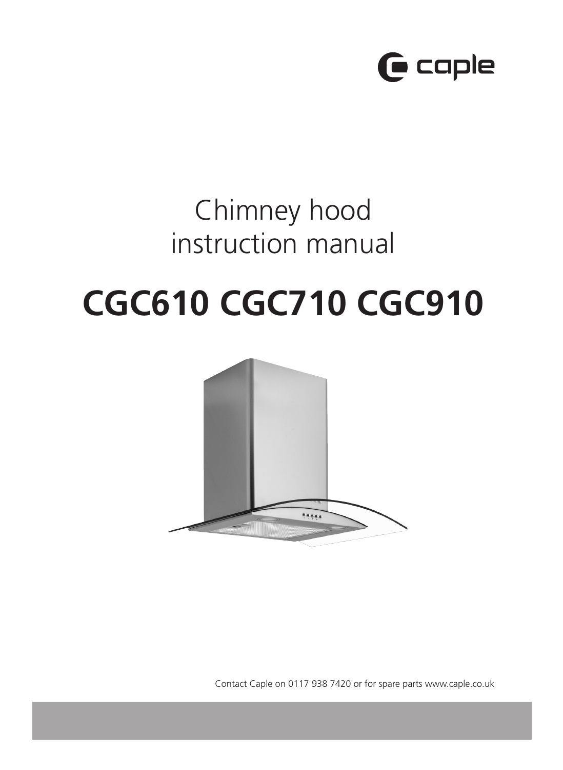caple

# Chimney hood instruction manual

# CGC610 CGC710 CGC910

Contact Caple on 0117 938 7420 or for spare parts www.caple.co.uk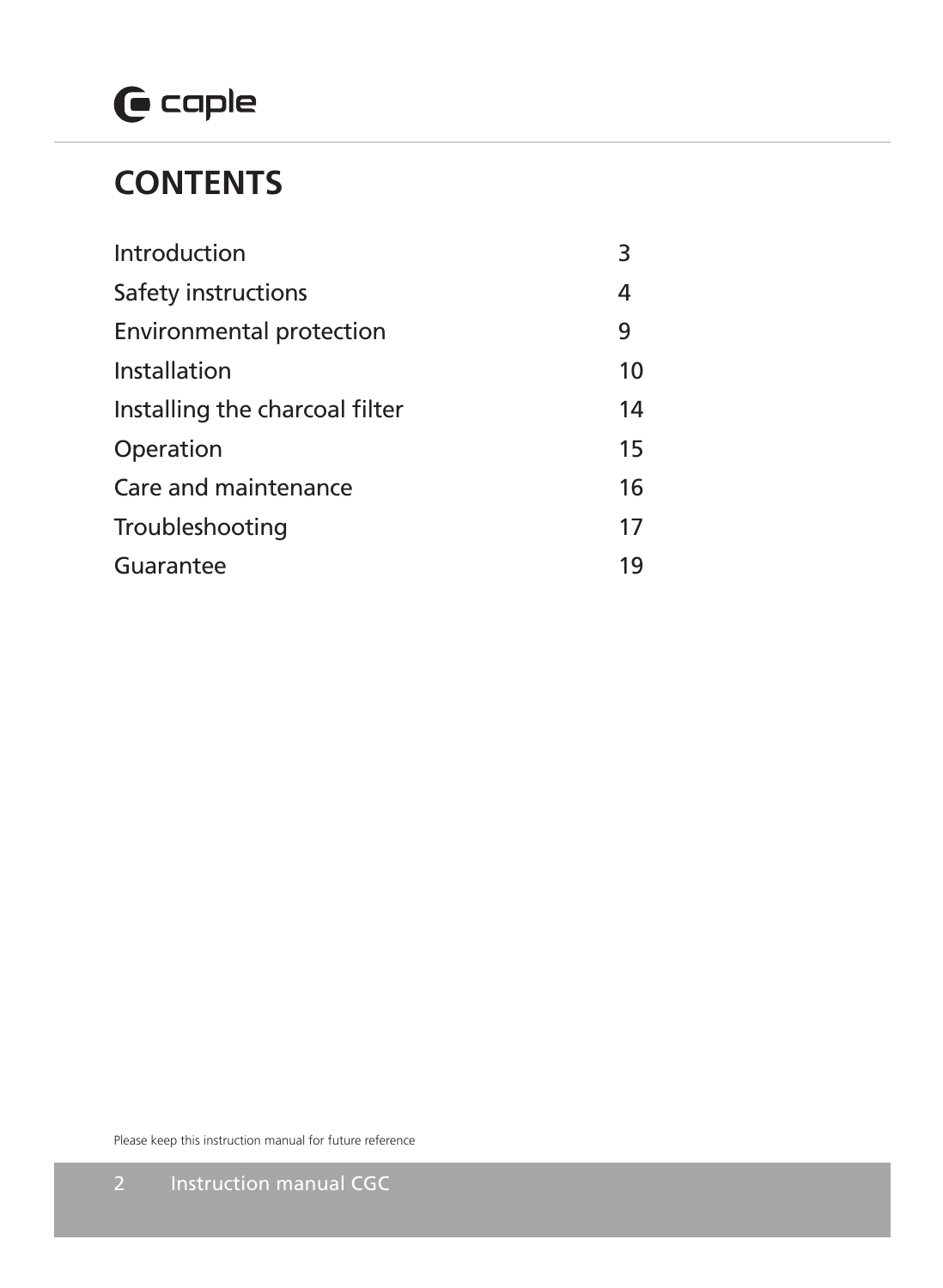# CONTENTS

| | |
|---|---|
| Introduction | 3 |
| Safety instructions | 4 |
| Environmental protection | 9 |
| Installation | 10 |
| Installing the charcoal filter | 14 |
| Operation | 15 |
| Care and maintenance | 16 |
| Troubleshooting | 17 |
| Guarantee | 19 |

Please keep this instruction manual for future reference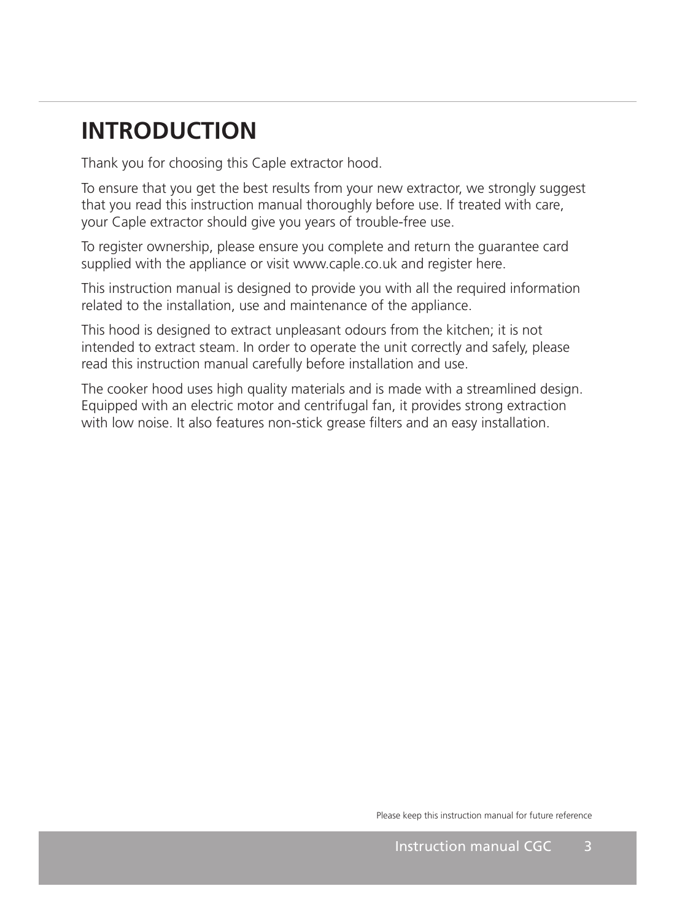# INTRODUCTION

Thank you for choosing this Caple extractor hood.

To ensure that you get the best results from your new extractor, we strongly suggest that you read this instruction manual thoroughly before use. If treated with care, your Caple extractor should give you years of trouble-free use.

To register ownership, please ensure you complete and return the guarantee card supplied with the appliance or visit www.caple.co.uk and register here.

This instruction manual is designed to provide you with all the required information related to the installation, use and maintenance of the appliance.

This hood is designed to extract unpleasant odours from the kitchen; it is not intended to extract steam. In order to operate the unit correctly and safely, please read this instruction manual carefully before installation and use.

The cooker hood uses high quality materials and is made with a streamlined design. Equipped with an electric motor and centrifugal fan, it provides strong extraction with low noise. It also features non-stick grease filters and an easy installation.

Please keep this instruction manual for future reference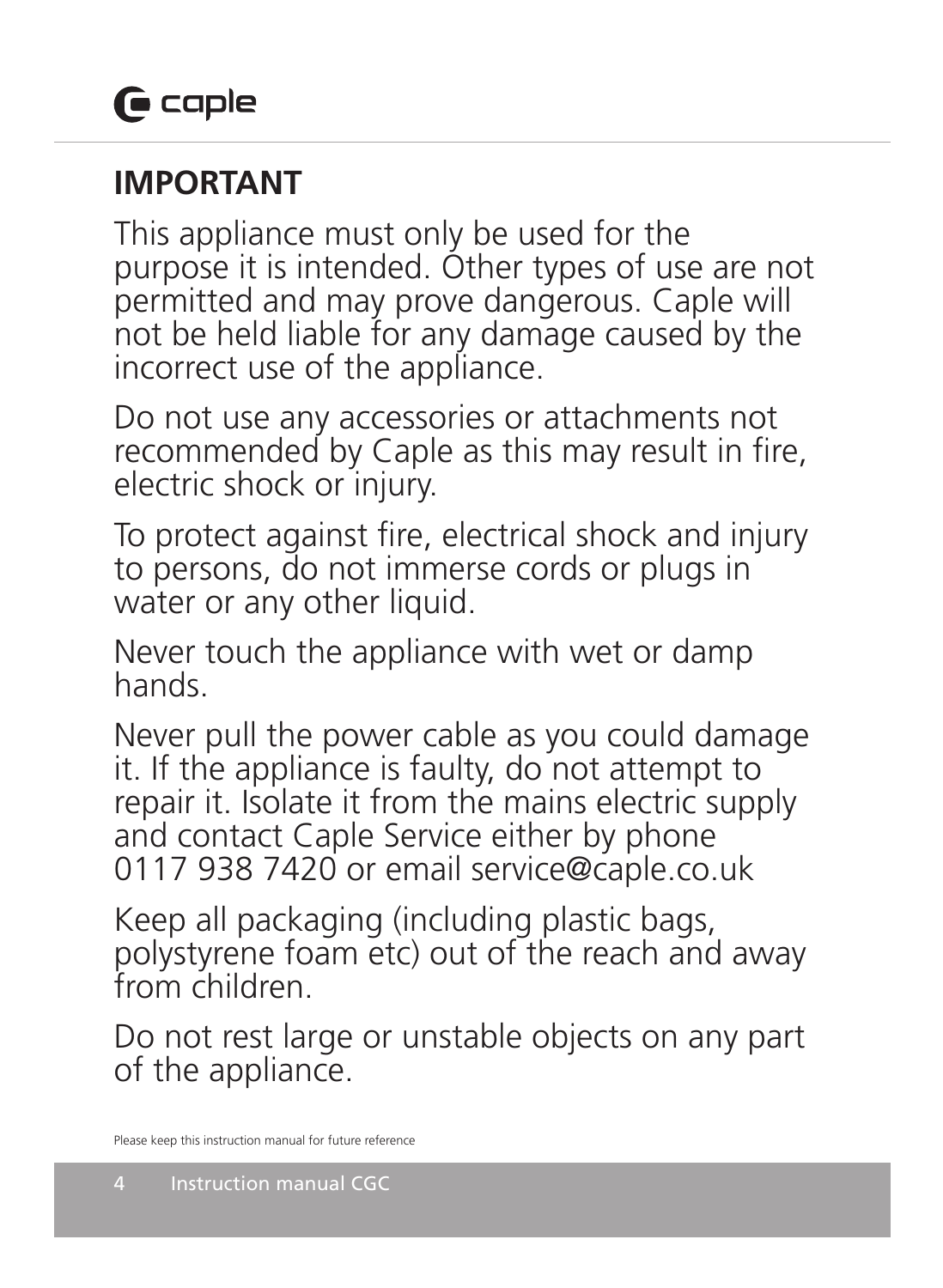## IMPORTANT

This appliance must only be used for the purpose it is intended. Other types of use are not permitted and may prove dangerous. Caple will not be held liable for any damage caused by the incorrect use of the appliance.

Do not use any accessories or attachments not recommended by Caple as this may result in fire, electric shock or injury.

To protect against fire, electrical shock and injury to persons, do not immerse cords or plugs in water or any other liquid.

Never touch the appliance with wet or damp hands.

Never pull the power cable as you could damage it. If the appliance is faulty, do not attempt to repair it. Isolate it from the mains electric supply and contact Caple Service either by phone 0117 938 7420 or email service@caple.co.uk

Keep all packaging (including plastic bags, polystyrene foam etc) out of the reach and away from children.

Do not rest large or unstable objects on any part of the appliance.

Please keep this instruction manual for future reference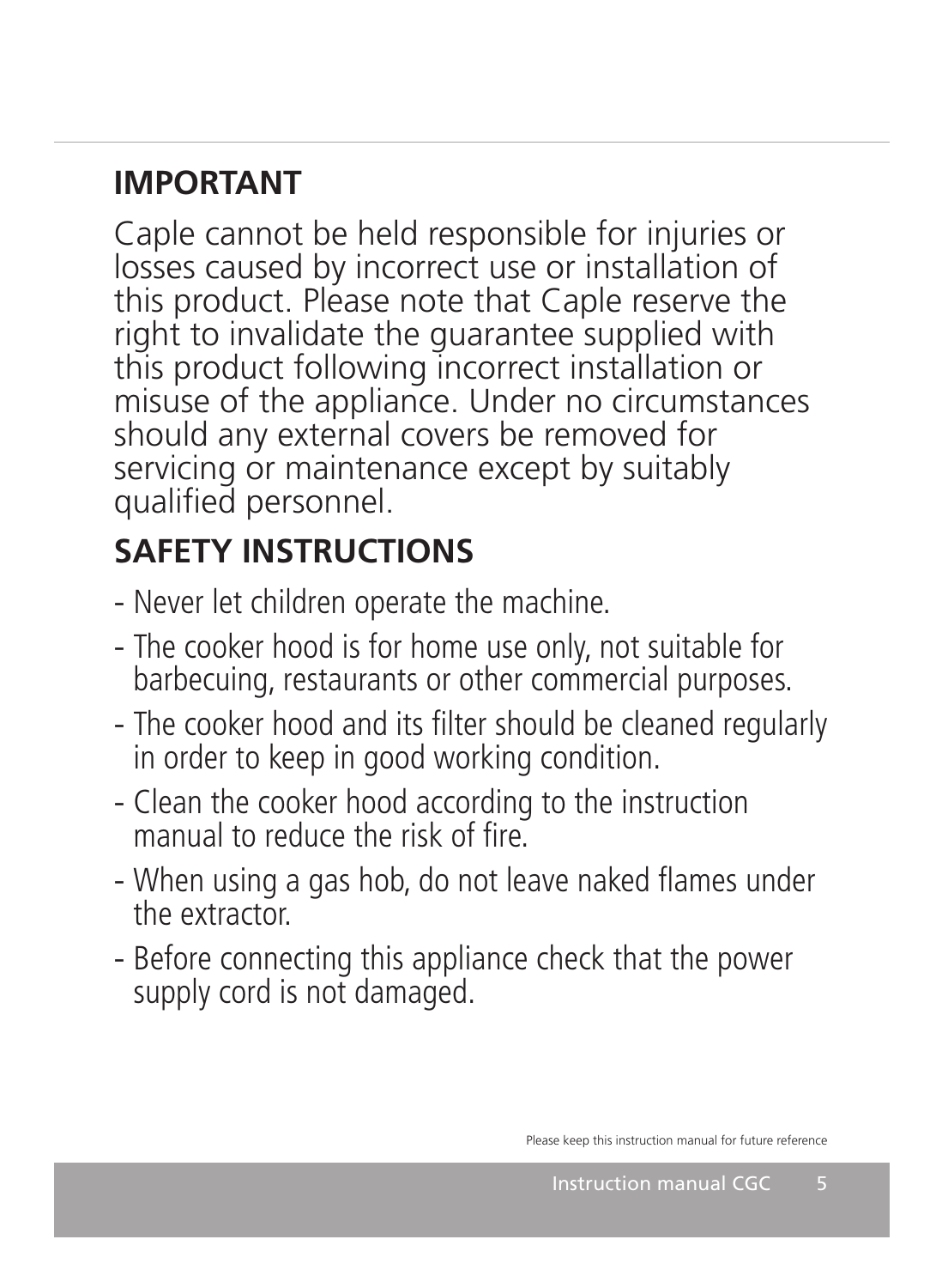## IMPORTANT

Caple cannot be held responsible for injuries or losses caused by incorrect use or installation of this product. Please note that Caple reserve the right to invalidate the guarantee supplied with this product following incorrect installation or misuse of the appliance. Under no circumstances should any external covers be removed for servicing or maintenance except by suitably qualified personnel.

## SAFETY INSTRUCTIONS

- Never let children operate the machine.
- The cooker hood is for home use only, not suitable for barbecuing, restaurants or other commercial purposes.
- The cooker hood and its filter should be cleaned regularly in order to keep in good working condition.
- Clean the cooker hood according to the instruction manual to reduce the risk of fire.
- When using a gas hob, do not leave naked flames under the extractor.
- Before connecting this appliance check that the power supply cord is not damaged.

Please keep this instruction manual for future reference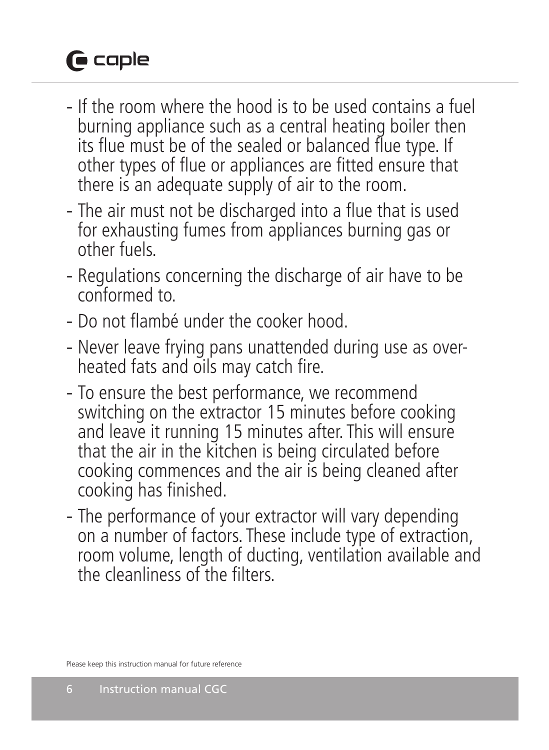- If the room where the hood is to be used contains a fuel burning appliance such as a central heating boiler then its flue must be of the sealed or balanced flue type. If other types of flue or appliances are fitted ensure that there is an adequate supply of air to the room.
- The air must not be discharged into a flue that is used for exhausting fumes from appliances burning gas or other fuels.
- Regulations concerning the discharge of air have to be conformed to.
- Do not flambé under the cooker hood.
- Never leave frying pans unattended during use as over-heated fats and oils may catch fire.
- To ensure the best performance, we recommend switching on the extractor 15 minutes before cooking and leave it running 15 minutes after. This will ensure that the air in the kitchen is being circulated before cooking commences and the air is being cleaned after cooking has finished.
- The performance of your extractor will vary depending on a number of factors. These include type of extraction, room volume, length of ducting, ventilation available and the cleanliness of the filters.

Please keep this instruction manual for future reference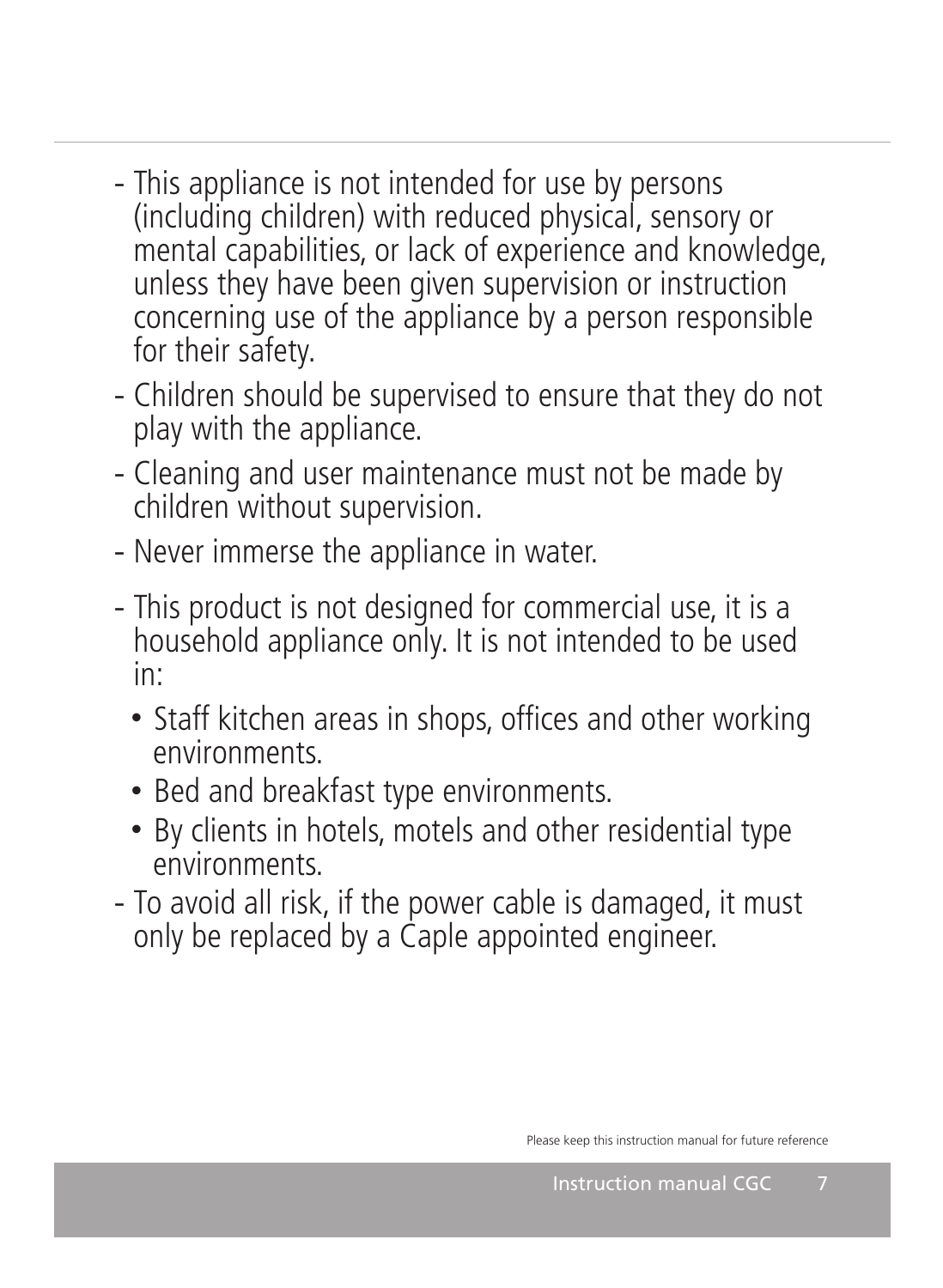- This appliance is not intended for use by persons (including children) with reduced physical, sensory or mental capabilities, or lack of experience and knowledge, unless they have been given supervision or instruction concerning use of the appliance by a person responsible for their safety.
- Children should be supervised to ensure that they do not play with the appliance.
- Cleaning and user maintenance must not be made by children without supervision.
- Never immerse the appliance in water.
- This product is not designed for commercial use, it is a household appliance only. It is not intended to be used in:
  - Staff kitchen areas in shops, offices and other working environments.
  - Bed and breakfast type environments.
  - By clients in hotels, motels and other residential type environments.
- To avoid all risk, if the power cable is damaged, it must only be replaced by a Caple appointed engineer.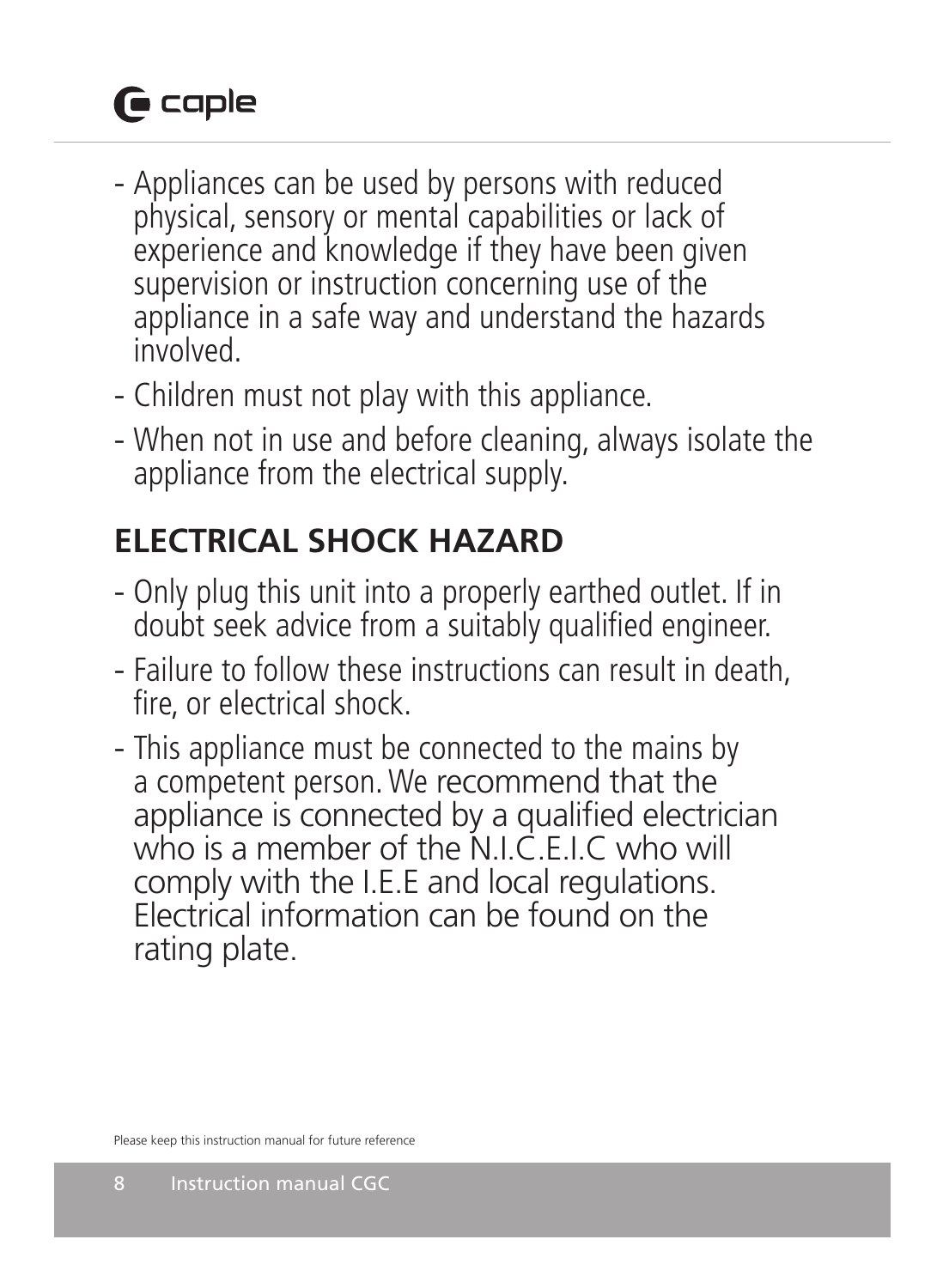- Appliances can be used by persons with reduced physical, sensory or mental capabilities or lack of experience and knowledge if they have been given supervision or instruction concerning use of the appliance in a safe way and understand the hazards involved.
- Children must not play with this appliance.
- When not in use and before cleaning, always isolate the appliance from the electrical supply.

## ELECTRICAL SHOCK HAZARD

- Only plug this unit into a properly earthed outlet. If in doubt seek advice from a suitably qualified engineer.
- Failure to follow these instructions can result in death, fire, or electrical shock.
- This appliance must be connected to the mains by a competent person. We recommend that the appliance is connected by a qualified electrician who is a member of the N.I.C.E.I.C who will comply with the I.E.E and local regulations. Electrical information can be found on the rating plate.

Please keep this instruction manual for future reference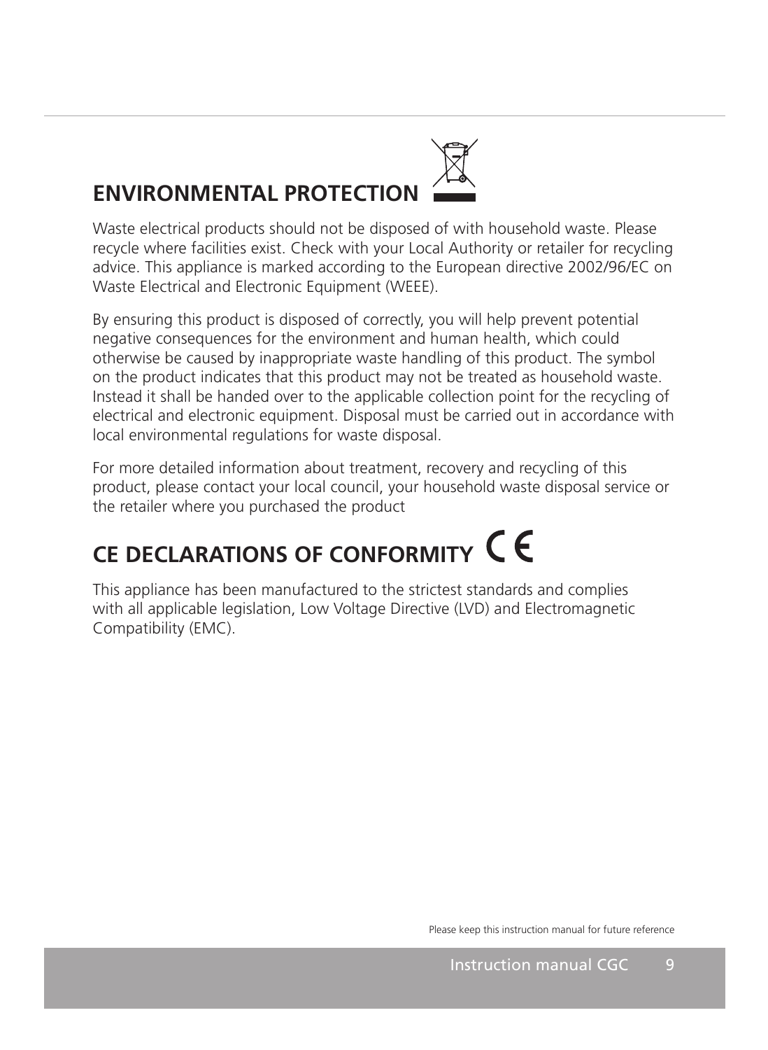## ENVIRONMENTAL PROTECTION

Waste electrical products should not be disposed of with household waste. Please recycle where facilities exist. Check with your Local Authority or retailer for recycling advice. This appliance is marked according to the European directive 2002/96/EC on Waste Electrical and Electronic Equipment (WEEE).

By ensuring this product is disposed of correctly, you will help prevent potential negative consequences for the environment and human health, which could otherwise be caused by inappropriate waste handling of this product. The symbol on the product indicates that this product may not be treated as household waste. Instead it shall be handed over to the applicable collection point for the recycling of electrical and electronic equipment. Disposal must be carried out in accordance with local environmental regulations for waste disposal.

For more detailed information about treatment, recovery and recycling of this product, please contact your local council, your household waste disposal service or the retailer where you purchased the product

## CE DECLARATIONS OF CONFORMITY

This appliance has been manufactured to the strictest standards and complies with all applicable legislation, Low Voltage Directive (LVD) and Electromagnetic Compatibility (EMC).

Please keep this instruction manual for future reference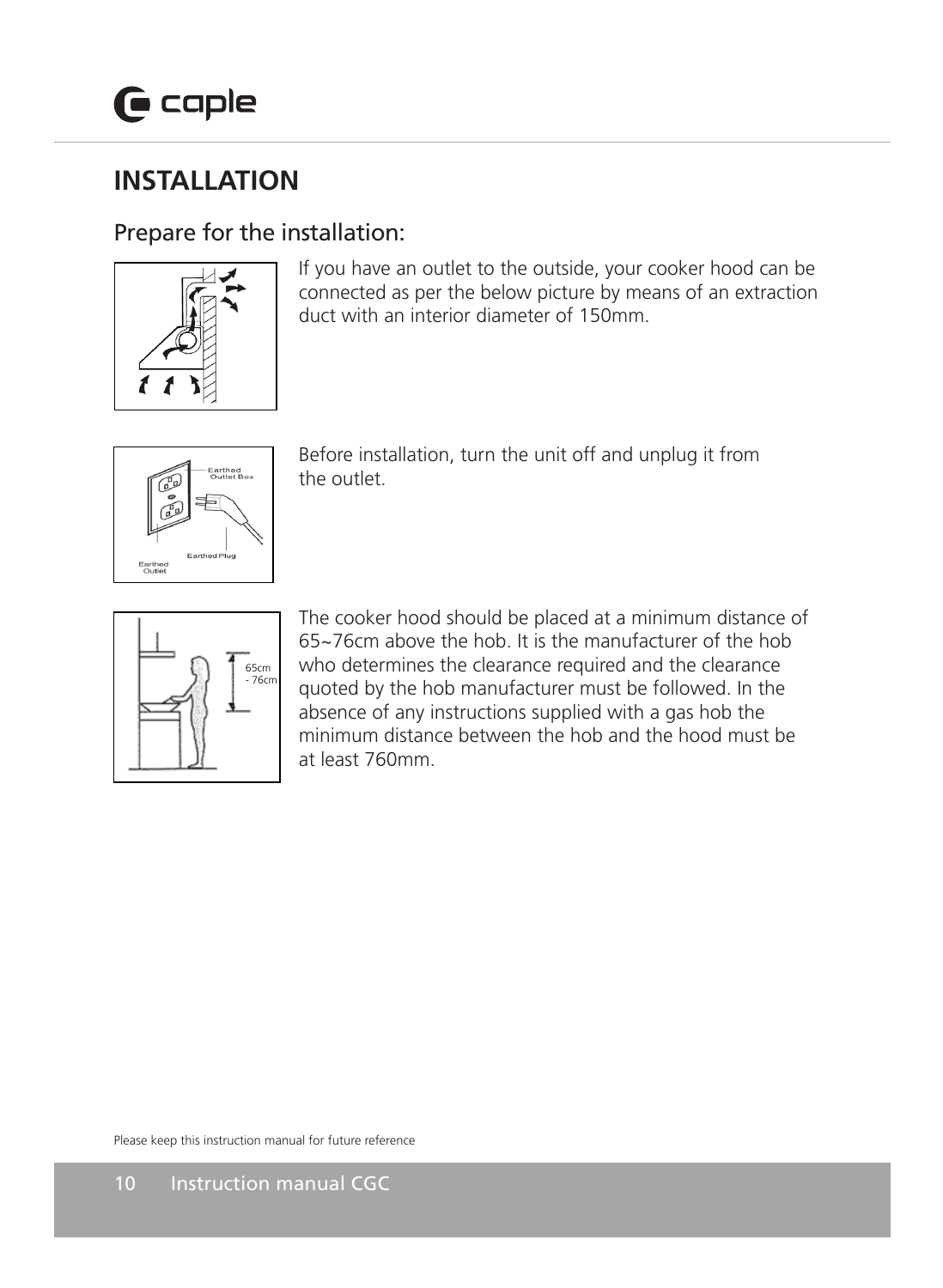# INSTALLATION

## Prepare for the installation:

If you have an outlet to the outside, your cooker hood can be connected as per the below picture by means of an extraction duct with an interior diameter of 150mm.

Before installation, turn the unit off and unplug it from the outlet.

The cooker hood should be placed at a minimum distance of 65~76cm above the hob. It is the manufacturer of the hob who determines the clearance required and the clearance quoted by the hob manufacturer must be followed. In the absence of any instructions supplied with a gas hob the minimum distance between the hob and the hood must be at least 760mm.

Please keep this instruction manual for future reference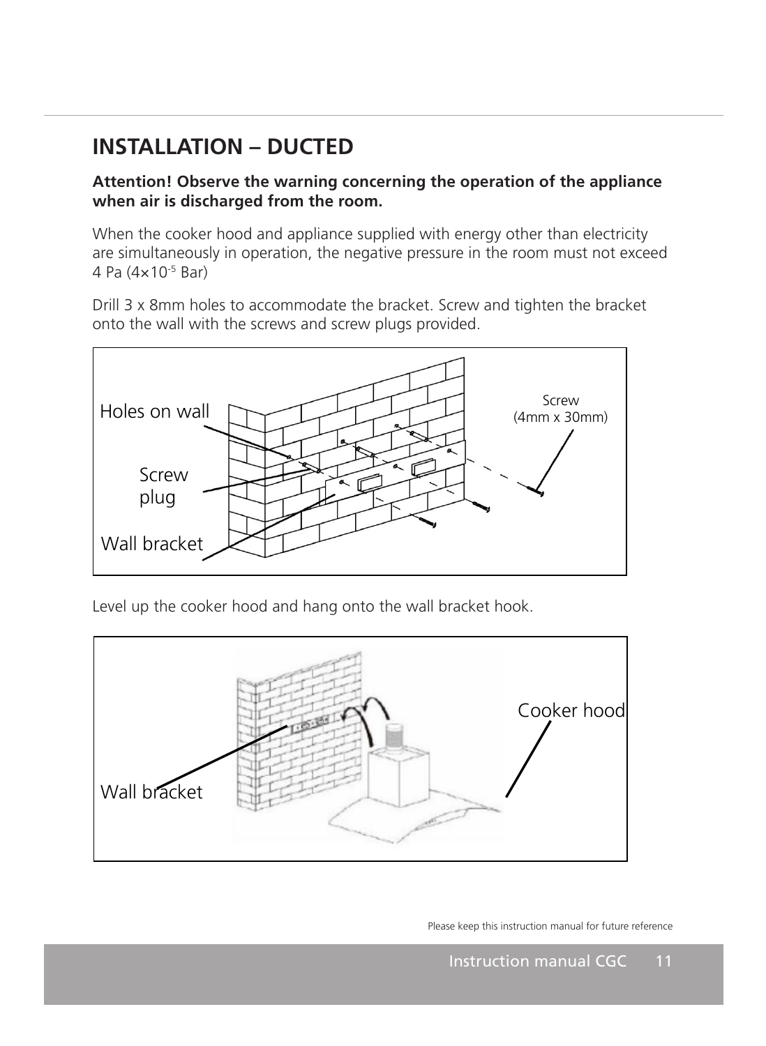## INSTALLATION – DUCTED

**Attention! Observe the warning concerning the operation of the appliance when air is discharged from the room.**

When the cooker hood and appliance supplied with energy other than electricity are simultaneously in operation, the negative pressure in the room must not exceed 4 Pa ($4 \times 10^{-5}$ Bar)

Drill 3 x 8mm holes to accommodate the bracket. Screw and tighten the bracket onto the wall with the screws and screw plugs provided.

Holes on wall

Screw plug

Wall bracket

Screw (4mm x 30mm)

Level up the cooker hood and hang onto the wall bracket hook.

Cooker hood

Wall bracket

Please keep this instruction manual for future reference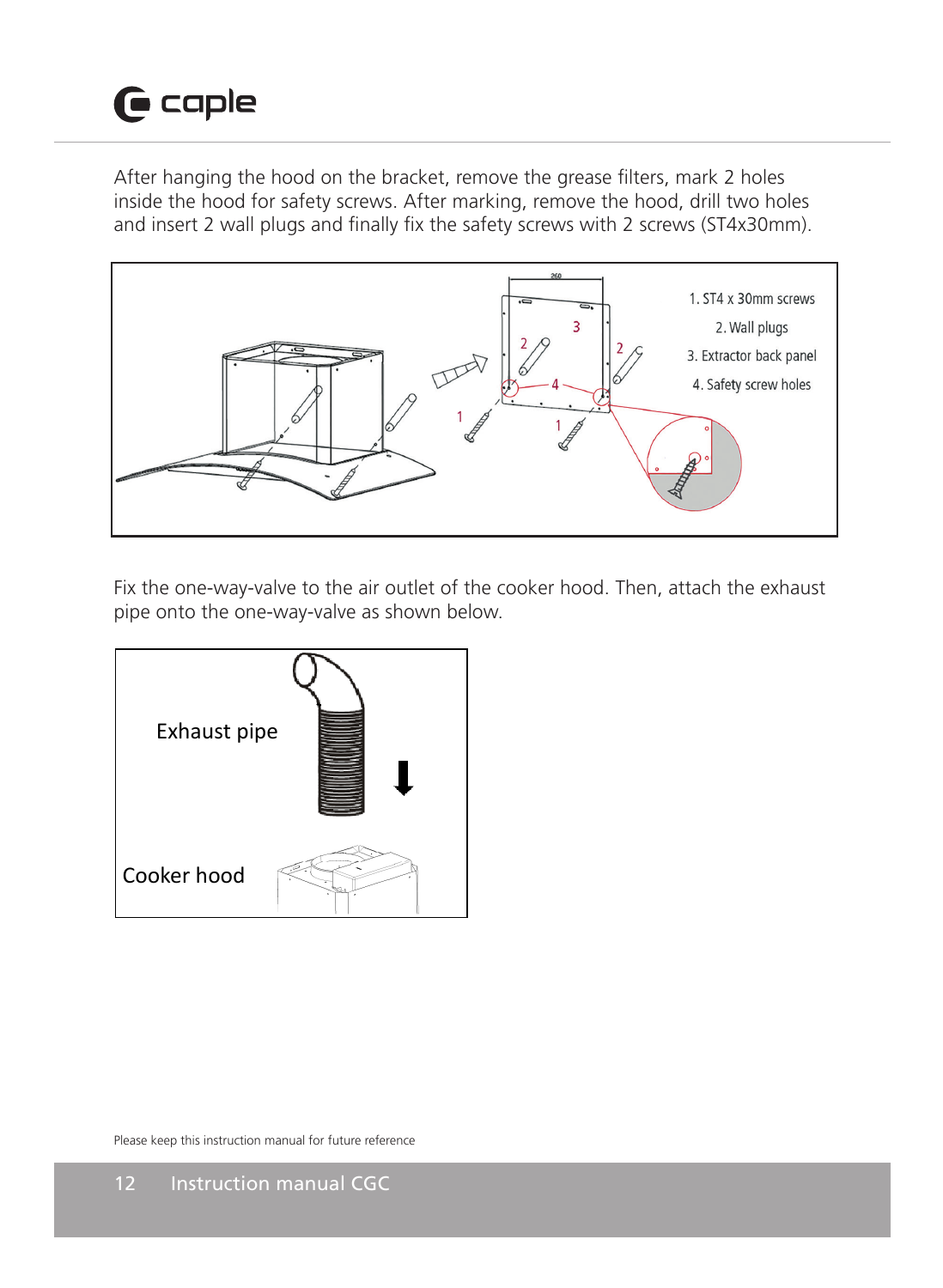After hanging the hood on the bracket, remove the grease filters, mark 2 holes inside the hood for safety screws. After marking, remove the hood, drill two holes and insert 2 wall plugs and finally fix the safety screws with 2 screws (ST4x30mm).

1. ST4 x 30mm screws
2. Wall plugs
3. Extractor back panel
4. Safety screw holes

Fix the one-way-valve to the air outlet of the cooker hood. Then, attach the exhaust pipe onto the one-way-valve as shown below.

Exhaust pipe

Cooker hood

Please keep this instruction manual for future reference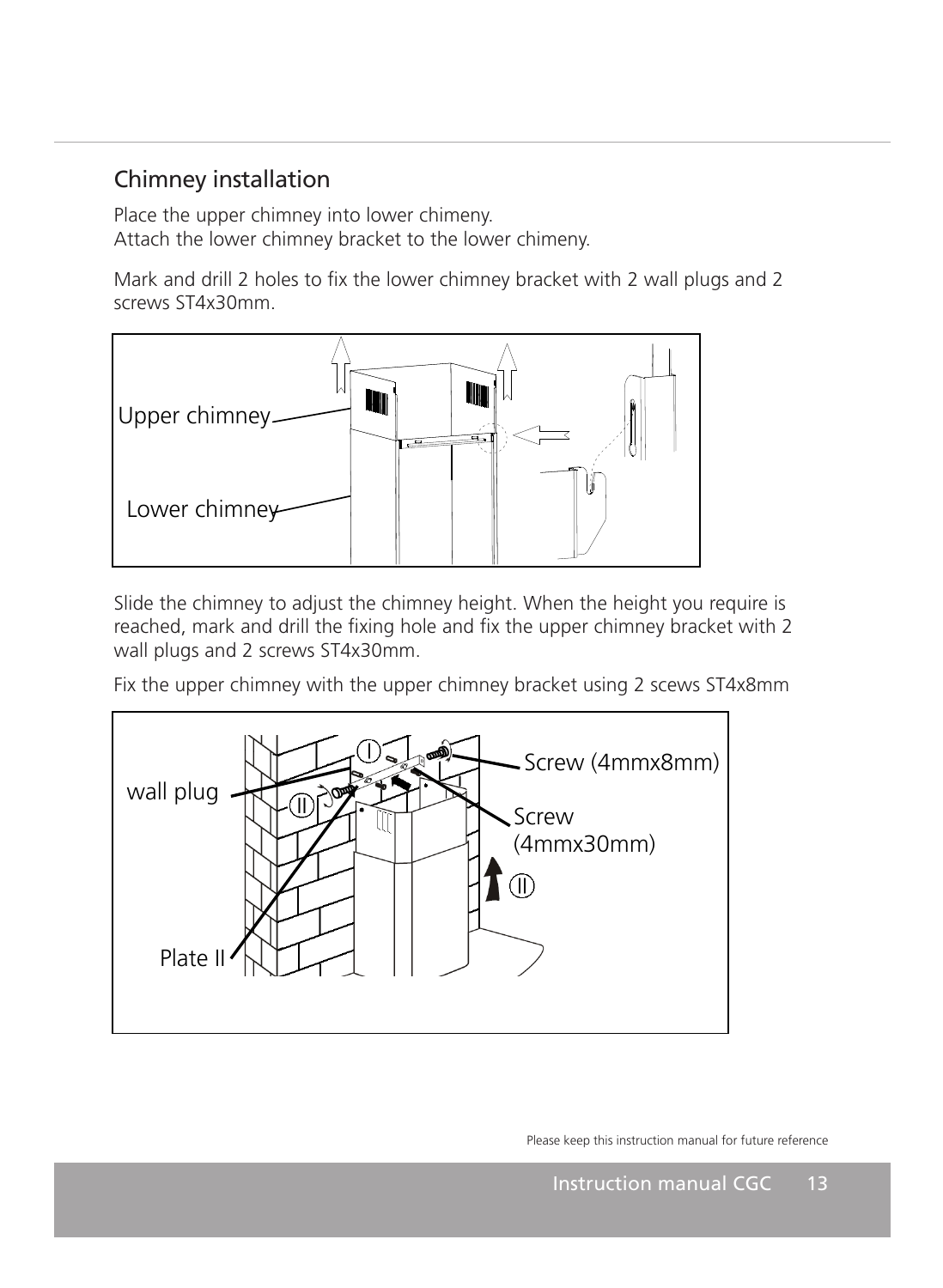## Chimney installation

Place the upper chimney into lower chimeny.
Attach the lower chimney bracket to the lower chimeny.

Mark and drill 2 holes to fix the lower chimney bracket with 2 wall plugs and 2 screws ST4x30mm.

Slide the chimney to adjust the chimney height. When the height you require is reached, mark and drill the fixing hole and fix the upper chimney bracket with 2 wall plugs and 2 screws ST4x30mm.

Fix the upper chimney with the upper chimney bracket using 2 scews ST4x8mm

Please keep this instruction manual for future reference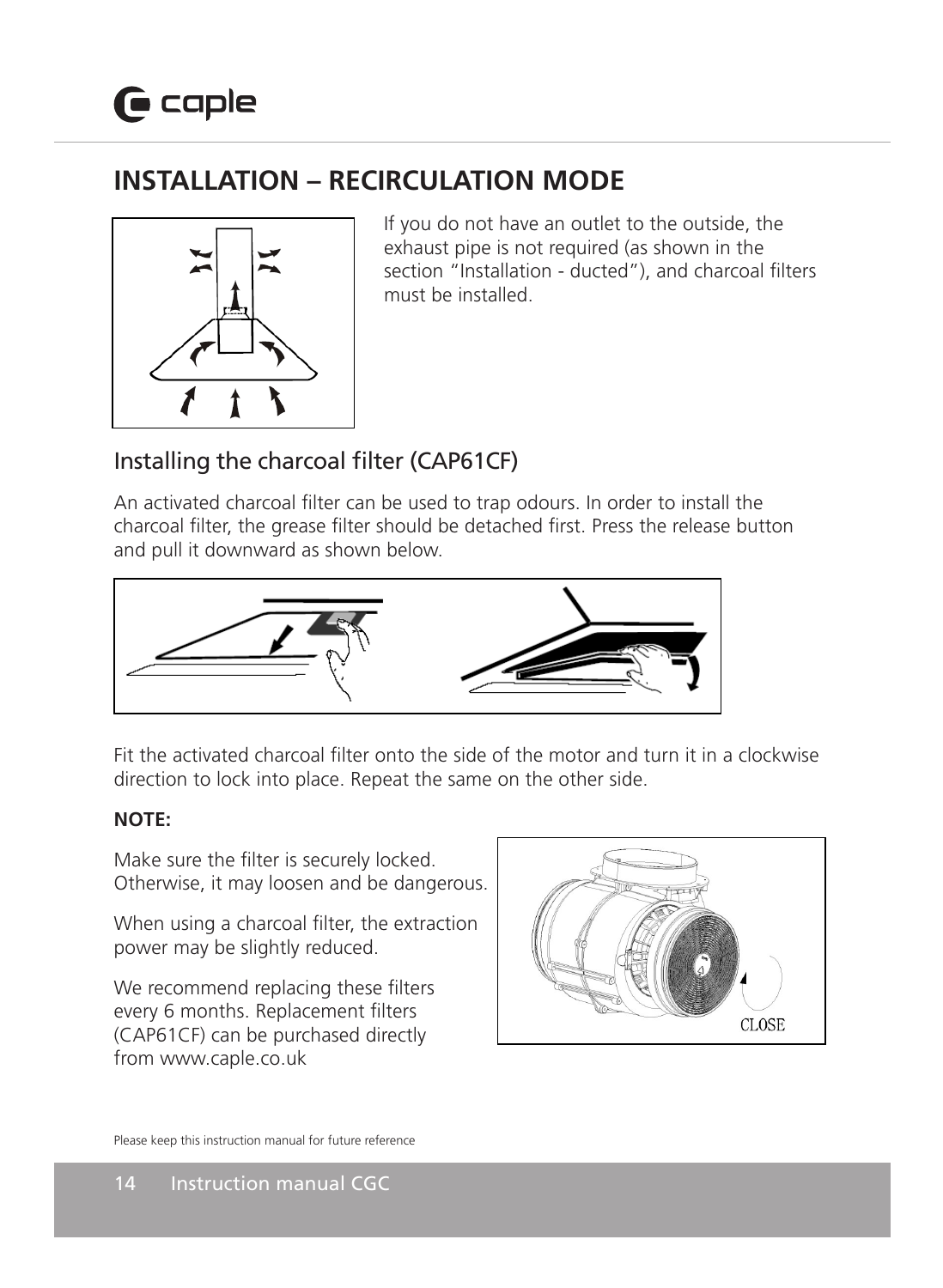# INSTALLATION – RECIRCULATION MODE

If you do not have an outlet to the outside, the exhaust pipe is not required (as shown in the section "Installation - ducted"), and charcoal filters must be installed.

## Installing the charcoal filter (CAP61CF)

An activated charcoal filter can be used to trap odours. In order to install the charcoal filter, the grease filter should be detached first. Press the release button and pull it downward as shown below.

Fit the activated charcoal filter onto the side of the motor and turn it in a clockwise direction to lock into place. Repeat the same on the other side.

**NOTE:**

Make sure the filter is securely locked. Otherwise, it may loosen and be dangerous.

When using a charcoal filter, the extraction power may be slightly reduced.

We recommend replacing these filters every 6 months. Replacement filters (CAP61CF) can be purchased directly from www.caple.co.uk

Please keep this instruction manual for future reference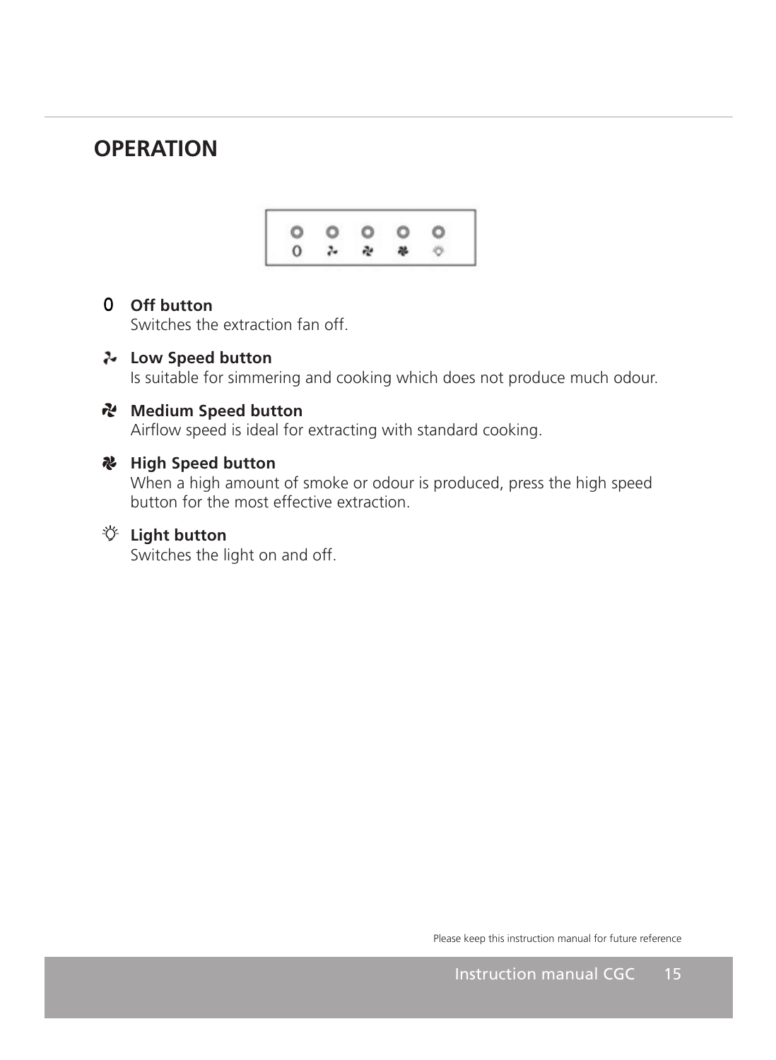# OPERATION

**0 Off button**
Switches the extraction fan off.

**Low Speed button**
Is suitable for simmering and cooking which does not produce much odour.

**Medium Speed button**
Airflow speed is ideal for extracting with standard cooking.

**High Speed button**
When a high amount of smoke or odour is produced, press the high speed button for the most effective extraction.

**Light button**
Switches the light on and off.

Please keep this instruction manual for future reference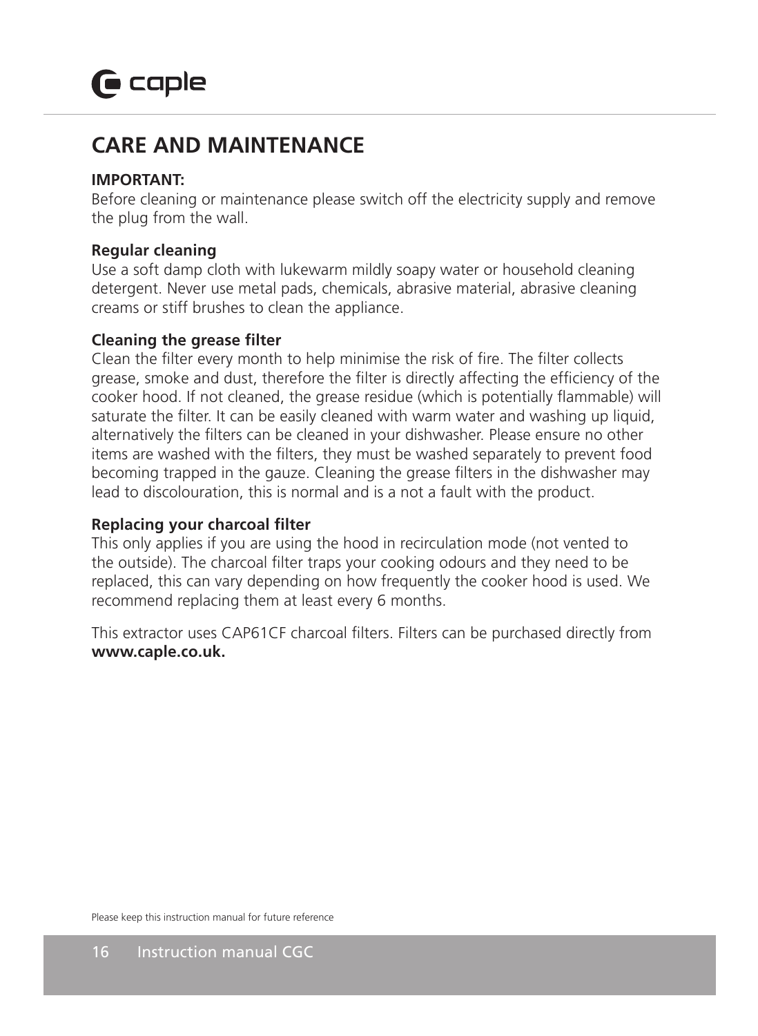# CARE AND MAINTENANCE

**IMPORTANT:**
Before cleaning or maintenance please switch off the electricity supply and remove the plug from the wall.

**Regular cleaning**
Use a soft damp cloth with lukewarm mildly soapy water or household cleaning detergent. Never use metal pads, chemicals, abrasive material, abrasive cleaning creams or stiff brushes to clean the appliance.

**Cleaning the grease filter**
Clean the filter every month to help minimise the risk of fire. The filter collects grease, smoke and dust, therefore the filter is directly affecting the efficiency of the cooker hood. If not cleaned, the grease residue (which is potentially flammable) will saturate the filter. It can be easily cleaned with warm water and washing up liquid, alternatively the filters can be cleaned in your dishwasher. Please ensure no other items are washed with the filters, they must be washed separately to prevent food becoming trapped in the gauze. Cleaning the grease filters in the dishwasher may lead to discolouration, this is normal and is a not a fault with the product.

**Replacing your charcoal filter**
This only applies if you are using the hood in recirculation mode (not vented to the outside). The charcoal filter traps your cooking odours and they need to be replaced, this can vary depending on how frequently the cooker hood is used. We recommend replacing them at least every 6 months.

This extractor uses CAP61CF charcoal filters. Filters can be purchased directly from **www.caple.co.uk.**

Please keep this instruction manual for future reference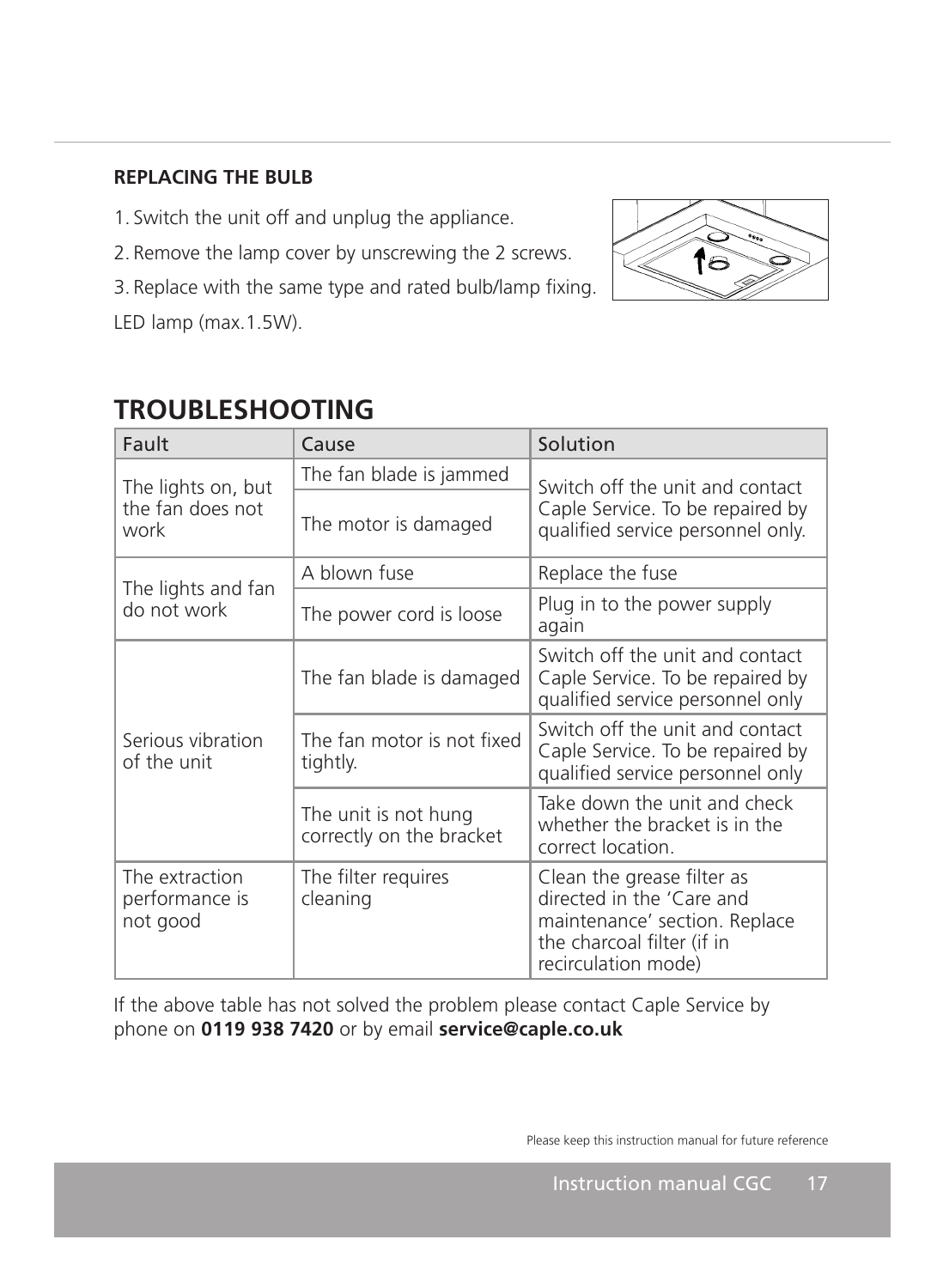**REPLACING THE BULB**

1. Switch the unit off and unplug the appliance.
2. Remove the lamp cover by unscrewing the 2 screws.
3. Replace with the same type and rated bulb/lamp fixing.

LED lamp (max.1.5W).

# TROUBLESHOOTING

| Fault | Cause | Solution |
|---|---|---|
| The lights on, but the fan does not work | The fan blade is jammed | Switch off the unit and contact Caple Service. To be repaired by qualified service personnel only. |
| | The motor is damaged | |
| The lights and fan do not work | A blown fuse | Replace the fuse |
| | The power cord is loose | Plug in to the power supply again |
| Serious vibration of the unit | The fan blade is damaged | Switch off the unit and contact Caple Service. To be repaired by qualified service personnel only |
| | The fan motor is not fixed tightly. | Switch off the unit and contact Caple Service. To be repaired by qualified service personnel only |
| | The unit is not hung correctly on the bracket | Take down the unit and check whether the bracket is in the correct location. |
| The extraction performance is not good | The filter requires cleaning | Clean the grease filter as directed in the 'Care and maintenance' section. Replace the charcoal filter (if in recirculation mode) |

If the above table has not solved the problem please contact Caple Service by phone on **0119 938 7420** or by email **service@caple.co.uk**

Please keep this instruction manual for future reference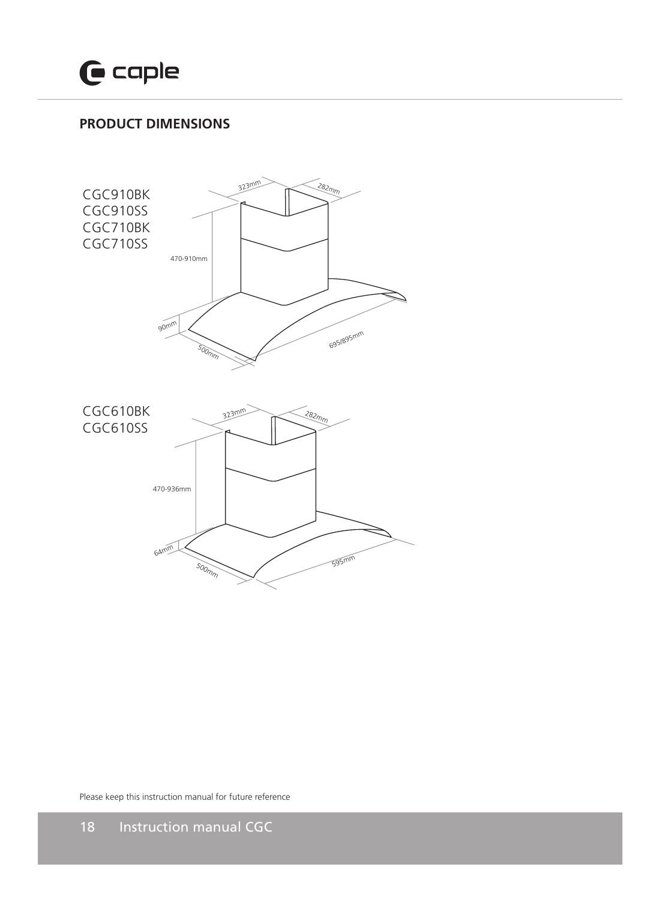## PRODUCT DIMENSIONS

CGC910BK
CGC910SS
CGC710BK
CGC710SS

323mm
282mm
470-910mm
90mm
500mm
695/895mm

CGC610BK
CGC610SS

323mm
282mm
470-936mm
64mm
500mm
595mm

Please keep this instruction manual for future reference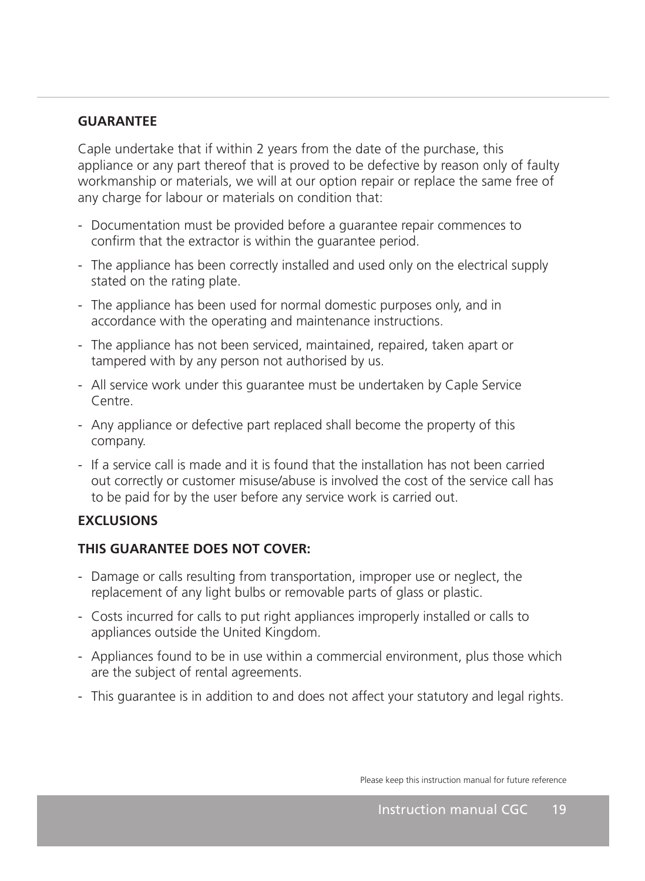## GUARANTEE

Caple undertake that if within 2 years from the date of the purchase, this appliance or any part thereof that is proved to be defective by reason only of faulty workmanship or materials, we will at our option repair or replace the same free of any charge for labour or materials on condition that:

- Documentation must be provided before a guarantee repair commences to confirm that the extractor is within the guarantee period.
- The appliance has been correctly installed and used only on the electrical supply stated on the rating plate.
- The appliance has been used for normal domestic purposes only, and in accordance with the operating and maintenance instructions.
- The appliance has not been serviced, maintained, repaired, taken apart or tampered with by any person not authorised by us.
- All service work under this guarantee must be undertaken by Caple Service Centre.
- Any appliance or defective part replaced shall become the property of this company.
- If a service call is made and it is found that the installation has not been carried out correctly or customer misuse/abuse is involved the cost of the service call has to be paid for by the user before any service work is carried out.

## EXCLUSIONS

### THIS GUARANTEE DOES NOT COVER:

- Damage or calls resulting from transportation, improper use or neglect, the replacement of any light bulbs or removable parts of glass or plastic.
- Costs incurred for calls to put right appliances improperly installed or calls to appliances outside the United Kingdom.
- Appliances found to be in use within a commercial environment, plus those which are the subject of rental agreements.
- This guarantee is in addition to and does not affect your statutory and legal rights.

Please keep this instruction manual for future reference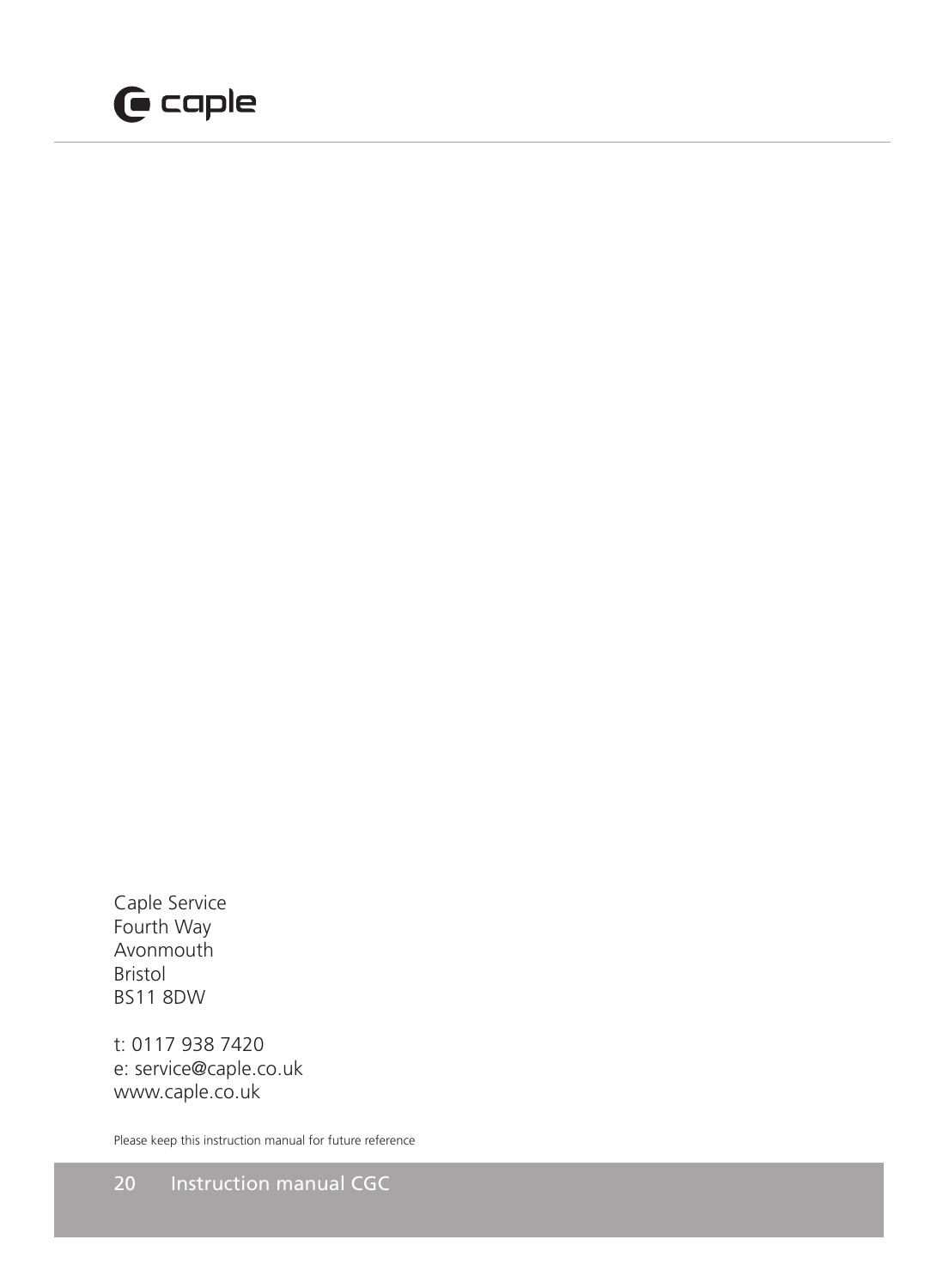Caple Service
Fourth Way
Avonmouth
Bristol
BS11 8DW

t: 0117 938 7420
e: service@caple.co.uk
www.caple.co.uk

Please keep this instruction manual for future reference